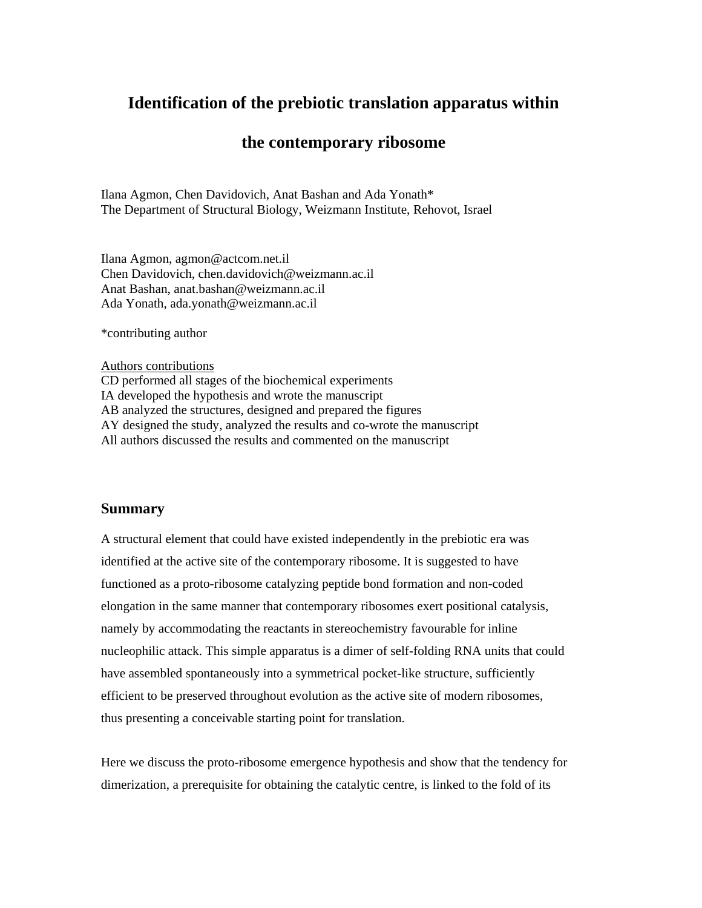# Identification of the prebiotic translation apparatus within the contemporary ribosome

Ilana Agmon, Chen Davidovich, Anat Bashan and Ada Yonath*
The Department of Structural Biology, Weizmann Institute, Rehovot, Israel

Ilana Agmon, agmon@actcom.net.il
Chen Davidovich, chen.davidovich@weizmann.ac.il
Anat Bashan, anat.bashan@weizmann.ac.il
Ada Yonath, ada.yonath@weizmann.ac.il

*contributing author

Authors contributions
CD performed all stages of the biochemical experiments
IA developed the hypothesis and wrote the manuscript
AB analyzed the structures, designed and prepared the figures
AY designed the study, analyzed the results and co-wrote the manuscript
All authors discussed the results and commented on the manuscript

## Summary

A structural element that could have existed independently in the prebiotic era was identified at the active site of the contemporary ribosome. It is suggested to have functioned as a proto-ribosome catalyzing peptide bond formation and non-coded elongation in the same manner that contemporary ribosomes exert positional catalysis, namely by accommodating the reactants in stereochemistry favourable for inline nucleophilic attack. This simple apparatus is a dimer of self-folding RNA units that could have assembled spontaneously into a symmetrical pocket-like structure, sufficiently efficient to be preserved throughout evolution as the active site of modern ribosomes, thus presenting a conceivable starting point for translation.

Here we discuss the proto-ribosome emergence hypothesis and show that the tendency for dimerization, a prerequisite for obtaining the catalytic centre, is linked to the fold of its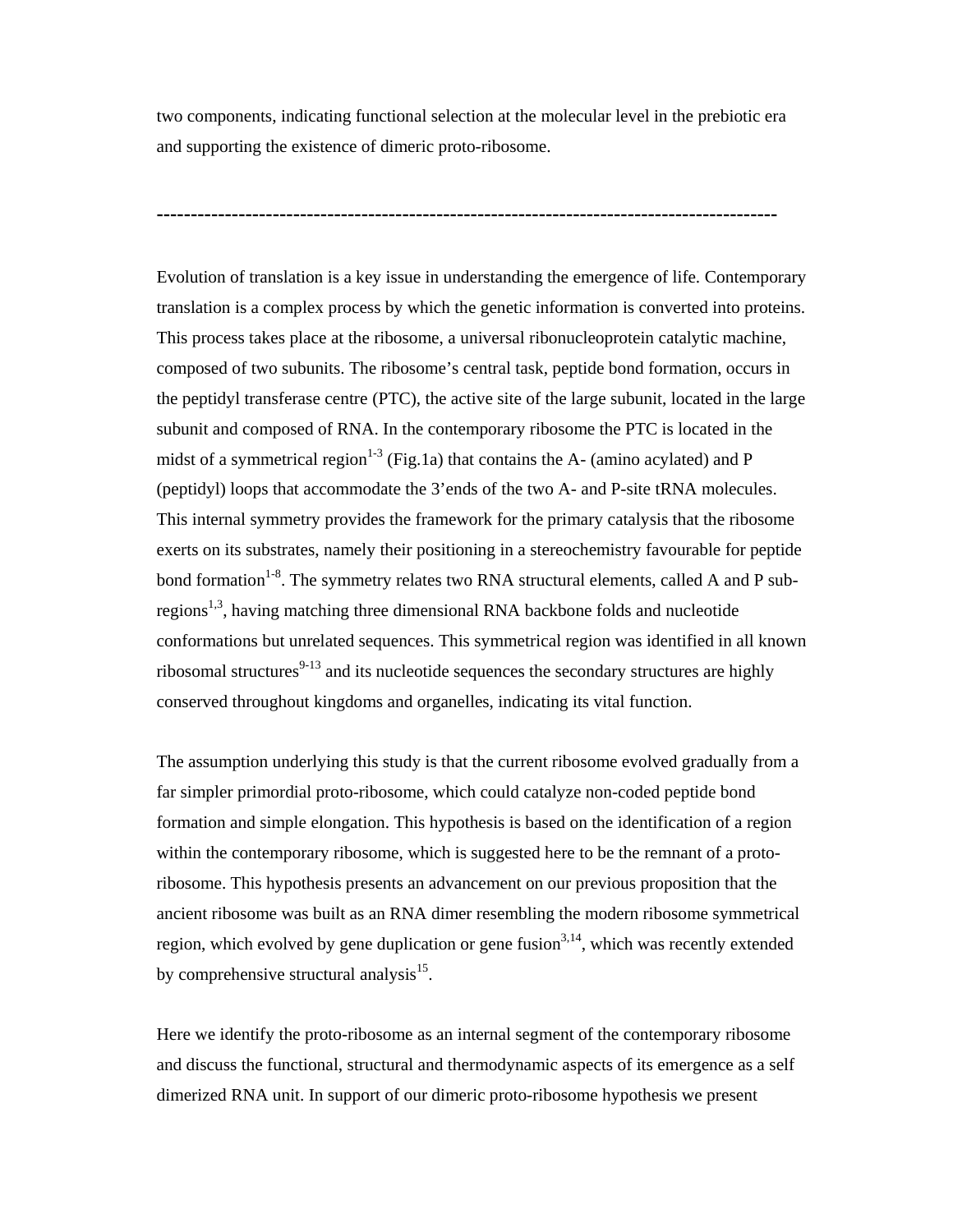two components, indicating functional selection at the molecular level in the prebiotic era and supporting the existence of dimeric proto-ribosome.

---

Evolution of translation is a key issue in understanding the emergence of life. Contemporary translation is a complex process by which the genetic information is converted into proteins. This process takes place at the ribosome, a universal ribonucleoprotein catalytic machine, composed of two subunits. The ribosome's central task, peptide bond formation, occurs in the peptidyl transferase centre (PTC), the active site of the large subunit, located in the large subunit and composed of RNA. In the contemporary ribosome the PTC is located in the midst of a symmetrical region[1-3] (Fig.1a) that contains the A- (amino acylated) and P (peptidyl) loops that accommodate the 3'ends of the two A- and P-site tRNA molecules. This internal symmetry provides the framework for the primary catalysis that the ribosome exerts on its substrates, namely their positioning in a stereochemistry favourable for peptide bond formation[1-8]. The symmetry relates two RNA structural elements, called A and P sub-regions[1,3], having matching three dimensional RNA backbone folds and nucleotide conformations but unrelated sequences. This symmetrical region was identified in all known ribosomal structures[9-13] and its nucleotide sequences the secondary structures are highly conserved throughout kingdoms and organelles, indicating its vital function.

The assumption underlying this study is that the current ribosome evolved gradually from a far simpler primordial proto-ribosome, which could catalyze non-coded peptide bond formation and simple elongation. This hypothesis is based on the identification of a region within the contemporary ribosome, which is suggested here to be the remnant of a proto-ribosome. This hypothesis presents an advancement on our previous proposition that the ancient ribosome was built as an RNA dimer resembling the modern ribosome symmetrical region, which evolved by gene duplication or gene fusion[3,14], which was recently extended by comprehensive structural analysis[15].

Here we identify the proto-ribosome as an internal segment of the contemporary ribosome and discuss the functional, structural and thermodynamic aspects of its emergence as a self dimerized RNA unit. In support of our dimeric proto-ribosome hypothesis we present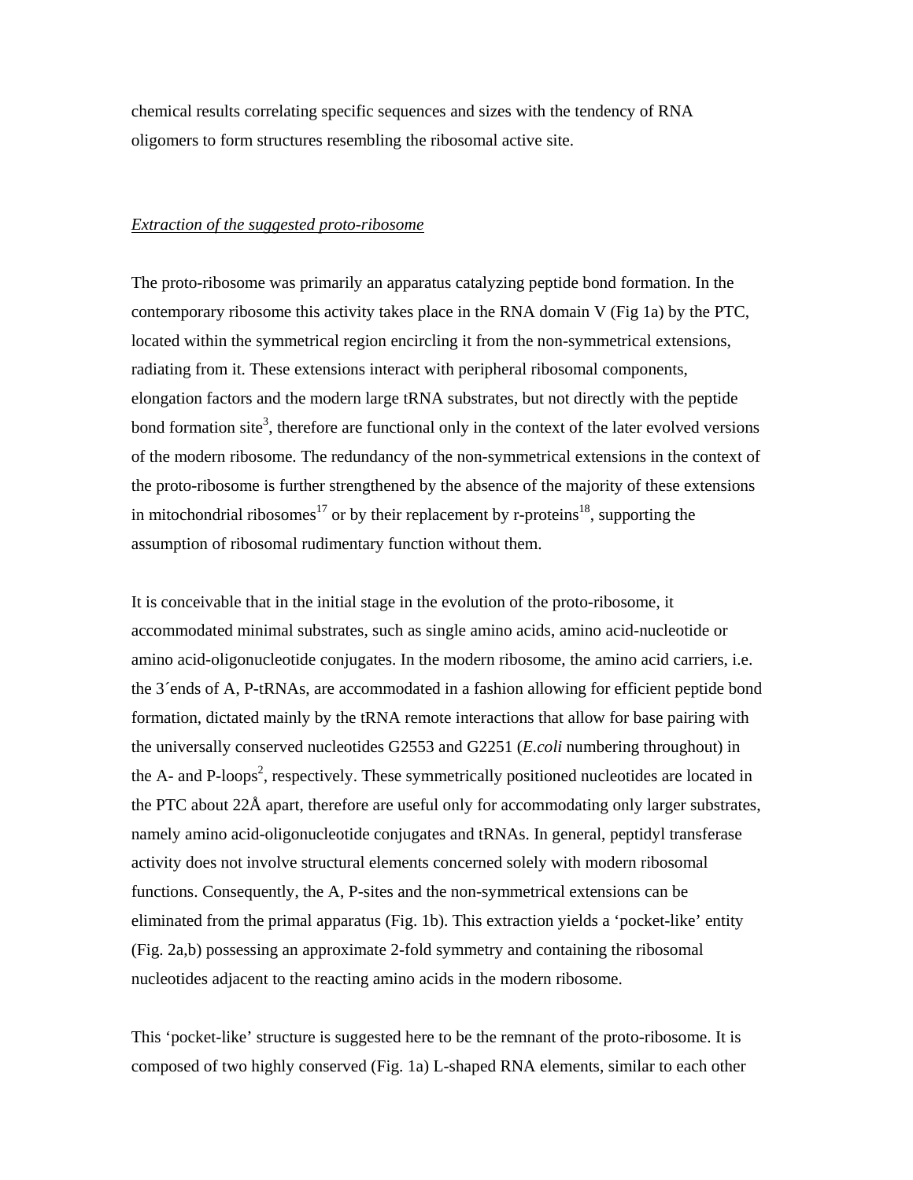chemical results correlating specific sequences and sizes with the tendency of RNA oligomers to form structures resembling the ribosomal active site.

*Extraction of the suggested proto-ribosome*

The proto-ribosome was primarily an apparatus catalyzing peptide bond formation. In the contemporary ribosome this activity takes place in the RNA domain V (Fig 1a) by the PTC, located within the symmetrical region encircling it from the non-symmetrical extensions, radiating from it. These extensions interact with peripheral ribosomal components, elongation factors and the modern large tRNA substrates, but not directly with the peptide bond formation site[3], therefore are functional only in the context of the later evolved versions of the modern ribosome. The redundancy of the non-symmetrical extensions in the context of the proto-ribosome is further strengthened by the absence of the majority of these extensions in mitochondrial ribosomes[17] or by their replacement by r-proteins[18], supporting the assumption of ribosomal rudimentary function without them.

It is conceivable that in the initial stage in the evolution of the proto-ribosome, it accommodated minimal substrates, such as single amino acids, amino acid-nucleotide or amino acid-oligonucleotide conjugates. In the modern ribosome, the amino acid carriers, i.e. the 3´ends of A, P-tRNAs, are accommodated in a fashion allowing for efficient peptide bond formation, dictated mainly by the tRNA remote interactions that allow for base pairing with the universally conserved nucleotides G2553 and G2251 (*E.coli* numbering throughout) in the A- and P-loops[2], respectively. These symmetrically positioned nucleotides are located in the PTC about 22Å apart, therefore are useful only for accommodating only larger substrates, namely amino acid-oligonucleotide conjugates and tRNAs. In general, peptidyl transferase activity does not involve structural elements concerned solely with modern ribosomal functions. Consequently, the A, P-sites and the non-symmetrical extensions can be eliminated from the primal apparatus (Fig. 1b). This extraction yields a 'pocket-like' entity (Fig. 2a,b) possessing an approximate 2-fold symmetry and containing the ribosomal nucleotides adjacent to the reacting amino acids in the modern ribosome.

This 'pocket-like' structure is suggested here to be the remnant of the proto-ribosome. It is composed of two highly conserved (Fig. 1a) L-shaped RNA elements, similar to each other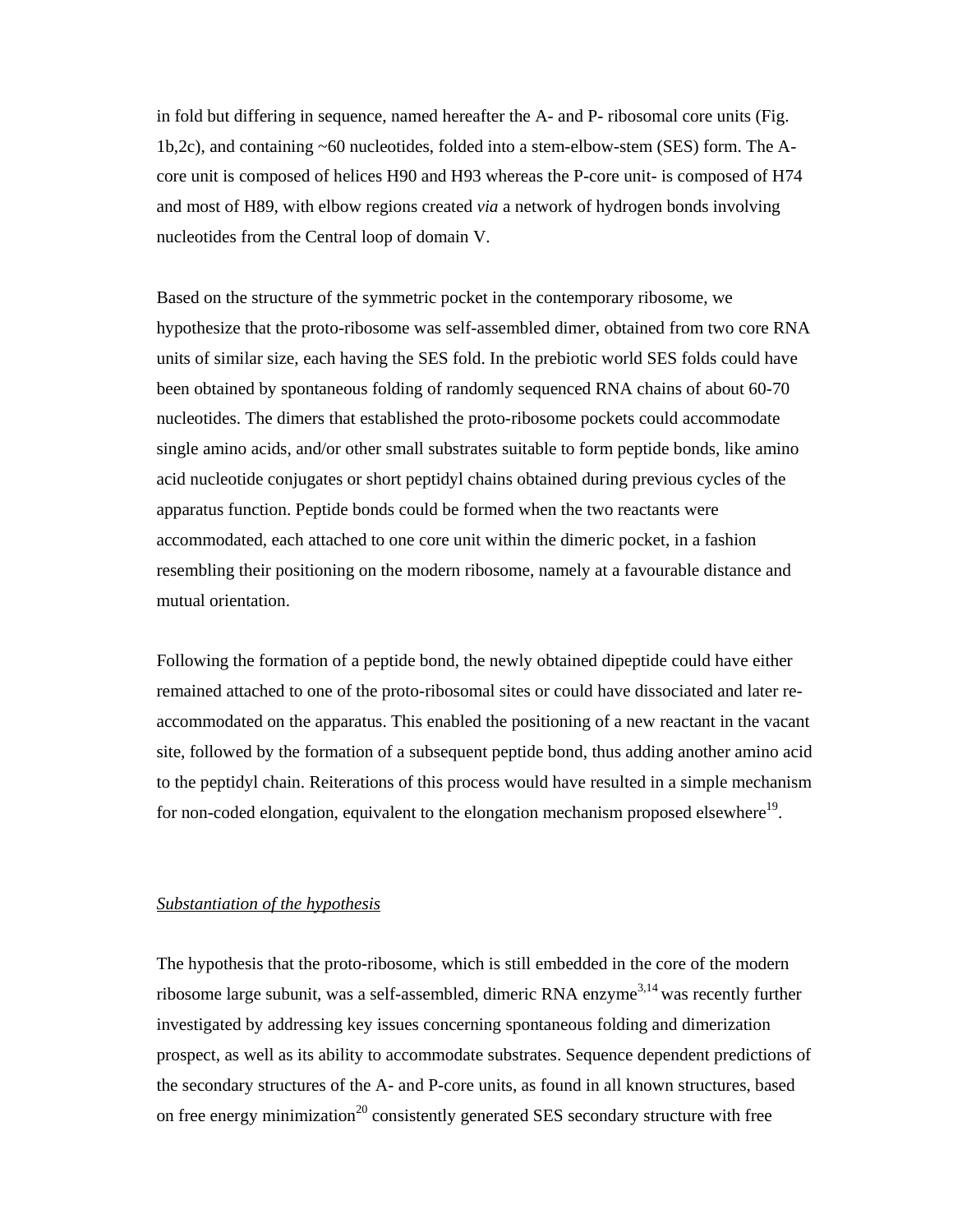in fold but differing in sequence, named hereafter the A- and P- ribosomal core units (Fig. 1b,2c), and containing ~60 nucleotides, folded into a stem-elbow-stem (SES) form. The A-core unit is composed of helices H90 and H93 whereas the P-core unit- is composed of H74 and most of H89, with elbow regions created *via* a network of hydrogen bonds involving nucleotides from the Central loop of domain V.

Based on the structure of the symmetric pocket in the contemporary ribosome, we hypothesize that the proto-ribosome was self-assembled dimer, obtained from two core RNA units of similar size, each having the SES fold. In the prebiotic world SES folds could have been obtained by spontaneous folding of randomly sequenced RNA chains of about 60-70 nucleotides. The dimers that established the proto-ribosome pockets could accommodate single amino acids, and/or other small substrates suitable to form peptide bonds, like amino acid nucleotide conjugates or short peptidyl chains obtained during previous cycles of the apparatus function. Peptide bonds could be formed when the two reactants were accommodated, each attached to one core unit within the dimeric pocket, in a fashion resembling their positioning on the modern ribosome, namely at a favourable distance and mutual orientation.

Following the formation of a peptide bond, the newly obtained dipeptide could have either remained attached to one of the proto-ribosomal sites or could have dissociated and later re-accommodated on the apparatus. This enabled the positioning of a new reactant in the vacant site, followed by the formation of a subsequent peptide bond, thus adding another amino acid to the peptidyl chain. Reiterations of this process would have resulted in a simple mechanism for non-coded elongation, equivalent to the elongation mechanism proposed elsewhere[19].

*Substantiation of the hypothesis*

The hypothesis that the proto-ribosome, which is still embedded in the core of the modern ribosome large subunit, was a self-assembled, dimeric RNA enzyme[3,14] was recently further investigated by addressing key issues concerning spontaneous folding and dimerization prospect, as well as its ability to accommodate substrates. Sequence dependent predictions of the secondary structures of the A- and P-core units, as found in all known structures, based on free energy minimization[20] consistently generated SES secondary structure with free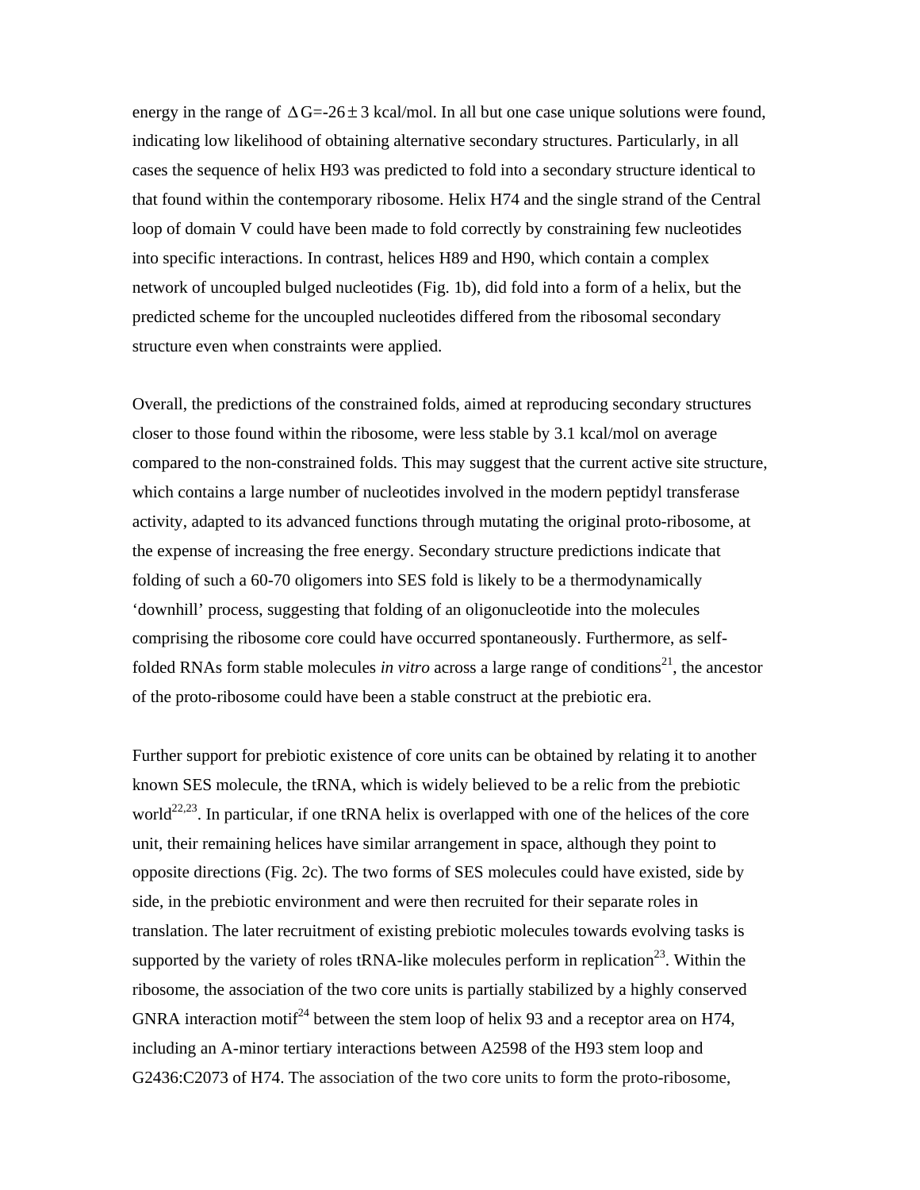energy in the range of $\Delta G=-26 \pm 3$ kcal/mol. In all but one case unique solutions were found, indicating low likelihood of obtaining alternative secondary structures. Particularly, in all cases the sequence of helix H93 was predicted to fold into a secondary structure identical to that found within the contemporary ribosome. Helix H74 and the single strand of the Central loop of domain V could have been made to fold correctly by constraining few nucleotides into specific interactions. In contrast, helices H89 and H90, which contain a complex network of uncoupled bulged nucleotides (Fig. 1b), did fold into a form of a helix, but the predicted scheme for the uncoupled nucleotides differed from the ribosomal secondary structure even when constraints were applied.

Overall, the predictions of the constrained folds, aimed at reproducing secondary structures closer to those found within the ribosome, were less stable by 3.1 kcal/mol on average compared to the non-constrained folds. This may suggest that the current active site structure, which contains a large number of nucleotides involved in the modern peptidyl transferase activity, adapted to its advanced functions through mutating the original proto-ribosome, at the expense of increasing the free energy. Secondary structure predictions indicate that folding of such a 60-70 oligomers into SES fold is likely to be a thermodynamically 'downhill' process, suggesting that folding of an oligonucleotide into the molecules comprising the ribosome core could have occurred spontaneously. Furthermore, as self-folded RNAs form stable molecules *in vitro* across a large range of conditions[21], the ancestor of the proto-ribosome could have been a stable construct at the prebiotic era.

Further support for prebiotic existence of core units can be obtained by relating it to another known SES molecule, the tRNA, which is widely believed to be a relic from the prebiotic world[22,23]. In particular, if one tRNA helix is overlapped with one of the helices of the core unit, their remaining helices have similar arrangement in space, although they point to opposite directions (Fig. 2c). The two forms of SES molecules could have existed, side by side, in the prebiotic environment and were then recruited for their separate roles in translation. The later recruitment of existing prebiotic molecules towards evolving tasks is supported by the variety of roles tRNA-like molecules perform in replication[23]. Within the ribosome, the association of the two core units is partially stabilized by a highly conserved GNRA interaction motif[24] between the stem loop of helix 93 and a receptor area on H74, including an A-minor tertiary interactions between A2598 of the H93 stem loop and G2436:C2073 of H74. The association of the two core units to form the proto-ribosome,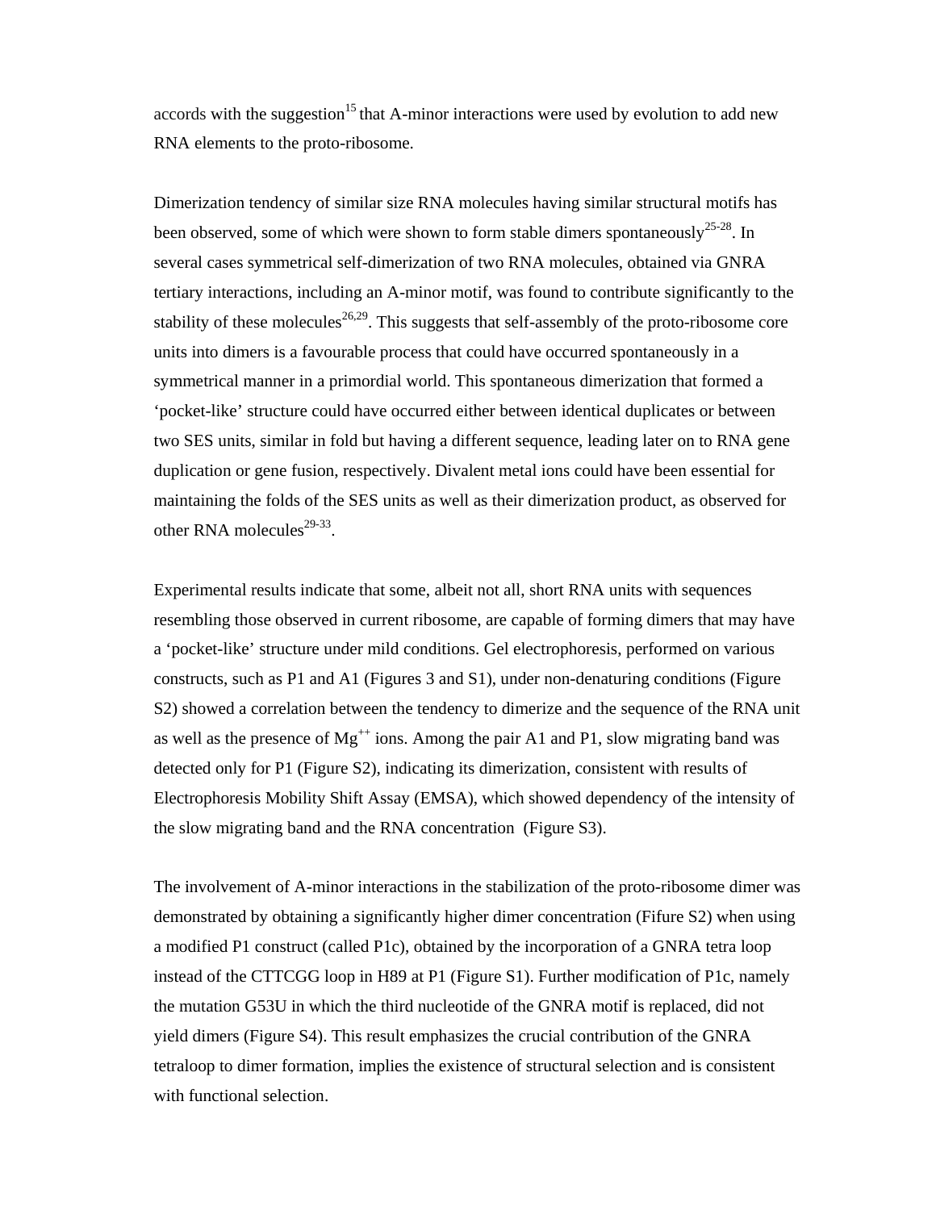accords with the suggestion[15] that A-minor interactions were used by evolution to add new RNA elements to the proto-ribosome.

Dimerization tendency of similar size RNA molecules having similar structural motifs has been observed, some of which were shown to form stable dimers spontaneously[25-28]. In several cases symmetrical self-dimerization of two RNA molecules, obtained via GNRA tertiary interactions, including an A-minor motif, was found to contribute significantly to the stability of these molecules[26,29]. This suggests that self-assembly of the proto-ribosome core units into dimers is a favourable process that could have occurred spontaneously in a symmetrical manner in a primordial world. This spontaneous dimerization that formed a 'pocket-like' structure could have occurred either between identical duplicates or between two SES units, similar in fold but having a different sequence, leading later on to RNA gene duplication or gene fusion, respectively. Divalent metal ions could have been essential for maintaining the folds of the SES units as well as their dimerization product, as observed for other RNA molecules[29-33].

Experimental results indicate that some, albeit not all, short RNA units with sequences resembling those observed in current ribosome, are capable of forming dimers that may have a 'pocket-like' structure under mild conditions. Gel electrophoresis, performed on various constructs, such as P1 and A1 (Figures 3 and S1), under non-denaturing conditions (Figure S2) showed a correlation between the tendency to dimerize and the sequence of the RNA unit as well as the presence of $Mg^{++}$ ions. Among the pair A1 and P1, slow migrating band was detected only for P1 (Figure S2), indicating its dimerization, consistent with results of Electrophoresis Mobility Shift Assay (EMSA), which showed dependency of the intensity of the slow migrating band and the RNA concentration (Figure S3).

The involvement of A-minor interactions in the stabilization of the proto-ribosome dimer was demonstrated by obtaining a significantly higher dimer concentration (Fifure S2) when using a modified P1 construct (called P1c), obtained by the incorporation of a GNRA tetra loop instead of the CTTCGG loop in H89 at P1 (Figure S1). Further modification of P1c, namely the mutation G53U in which the third nucleotide of the GNRA motif is replaced, did not yield dimers (Figure S4). This result emphasizes the crucial contribution of the GNRA tetraloop to dimer formation, implies the existence of structural selection and is consistent with functional selection.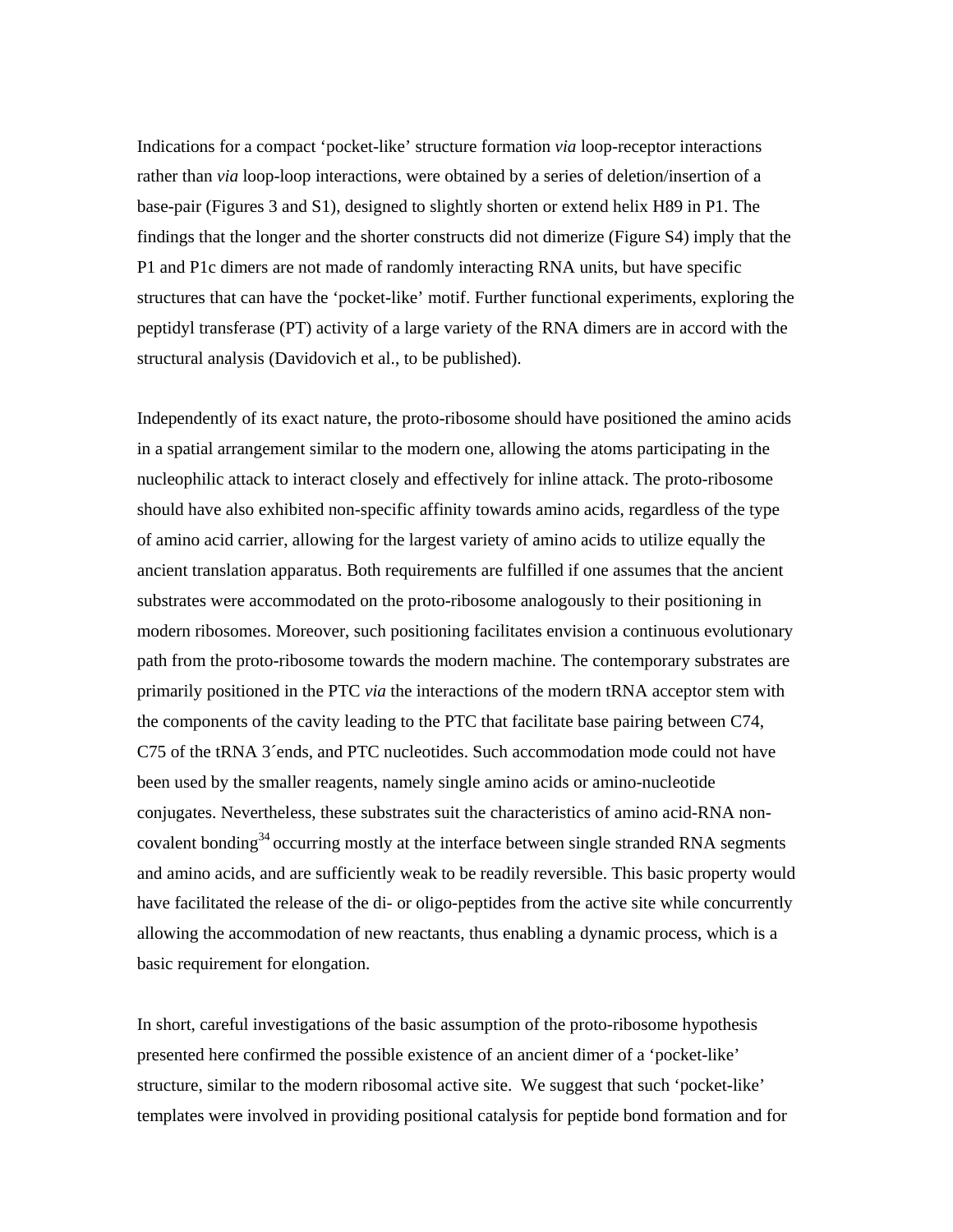Indications for a compact 'pocket-like' structure formation *via* loop-receptor interactions rather than *via* loop-loop interactions, were obtained by a series of deletion/insertion of a base-pair (Figures 3 and S1), designed to slightly shorten or extend helix H89 in P1. The findings that the longer and the shorter constructs did not dimerize (Figure S4) imply that the P1 and P1c dimers are not made of randomly interacting RNA units, but have specific structures that can have the 'pocket-like' motif. Further functional experiments, exploring the peptidyl transferase (PT) activity of a large variety of the RNA dimers are in accord with the structural analysis (Davidovich et al., to be published).

Independently of its exact nature, the proto-ribosome should have positioned the amino acids in a spatial arrangement similar to the modern one, allowing the atoms participating in the nucleophilic attack to interact closely and effectively for inline attack. The proto-ribosome should have also exhibited non-specific affinity towards amino acids, regardless of the type of amino acid carrier, allowing for the largest variety of amino acids to utilize equally the ancient translation apparatus. Both requirements are fulfilled if one assumes that the ancient substrates were accommodated on the proto-ribosome analogously to their positioning in modern ribosomes. Moreover, such positioning facilitates envision a continuous evolutionary path from the proto-ribosome towards the modern machine. The contemporary substrates are primarily positioned in the PTC *via* the interactions of the modern tRNA acceptor stem with the components of the cavity leading to the PTC that facilitate base pairing between C74, C75 of the tRNA 3´ends, and PTC nucleotides. Such accommodation mode could not have been used by the smaller reagents, namely single amino acids or amino-nucleotide conjugates. Nevertheless, these substrates suit the characteristics of amino acid-RNA non-covalent bonding[34] occurring mostly at the interface between single stranded RNA segments and amino acids, and are sufficiently weak to be readily reversible. This basic property would have facilitated the release of the di- or oligo-peptides from the active site while concurrently allowing the accommodation of new reactants, thus enabling a dynamic process, which is a basic requirement for elongation.

In short, careful investigations of the basic assumption of the proto-ribosome hypothesis presented here confirmed the possible existence of an ancient dimer of a 'pocket-like' structure, similar to the modern ribosomal active site. We suggest that such 'pocket-like' templates were involved in providing positional catalysis for peptide bond formation and for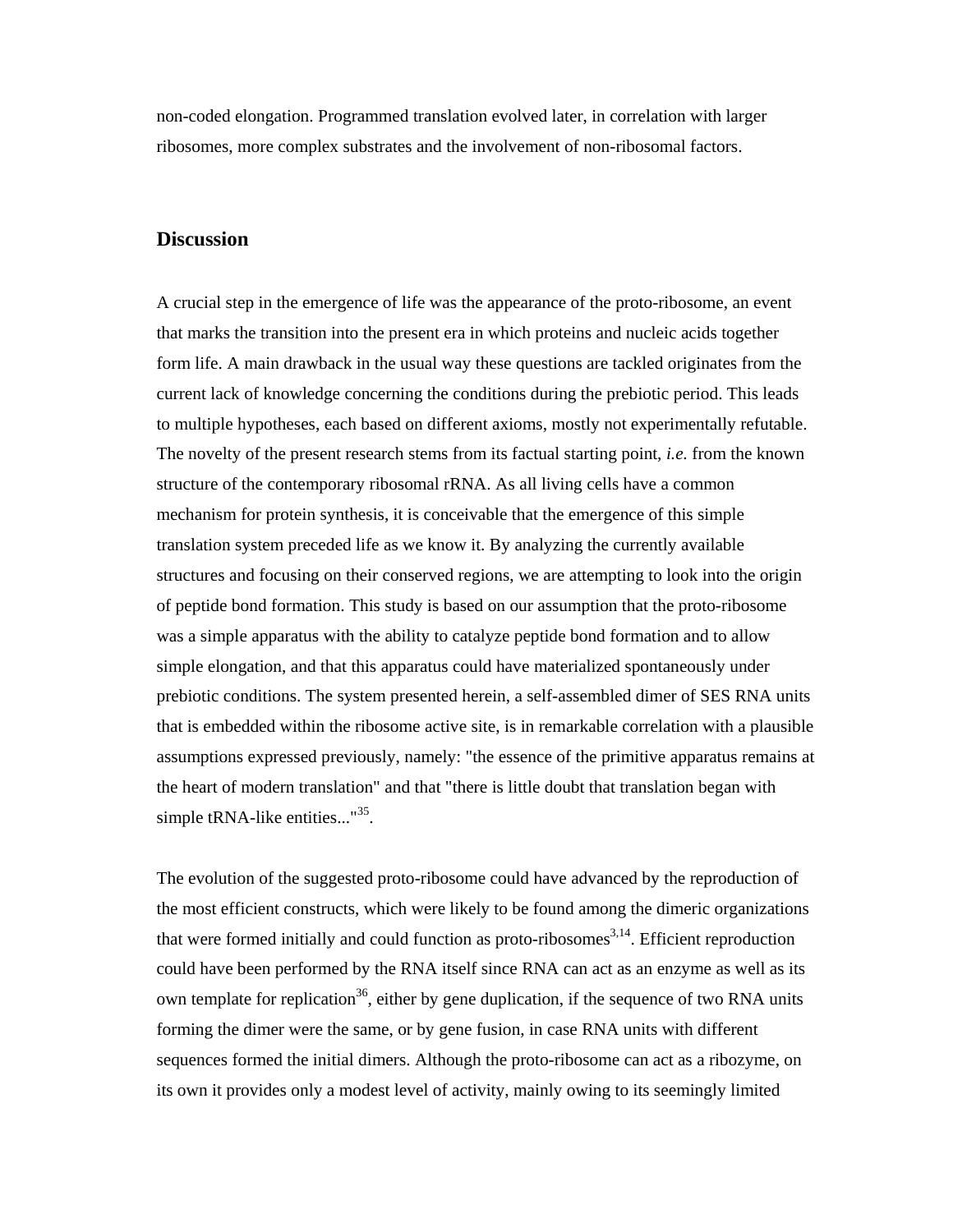non-coded elongation. Programmed translation evolved later, in correlation with larger ribosomes, more complex substrates and the involvement of non-ribosomal factors.

## Discussion

A crucial step in the emergence of life was the appearance of the proto-ribosome, an event that marks the transition into the present era in which proteins and nucleic acids together form life. A main drawback in the usual way these questions are tackled originates from the current lack of knowledge concerning the conditions during the prebiotic period. This leads to multiple hypotheses, each based on different axioms, mostly not experimentally refutable. The novelty of the present research stems from its factual starting point, *i.e.* from the known structure of the contemporary ribosomal rRNA. As all living cells have a common mechanism for protein synthesis, it is conceivable that the emergence of this simple translation system preceded life as we know it. By analyzing the currently available structures and focusing on their conserved regions, we are attempting to look into the origin of peptide bond formation. This study is based on our assumption that the proto-ribosome was a simple apparatus with the ability to catalyze peptide bond formation and to allow simple elongation, and that this apparatus could have materialized spontaneously under prebiotic conditions. The system presented herein, a self-assembled dimer of SES RNA units that is embedded within the ribosome active site, is in remarkable correlation with a plausible assumptions expressed previously, namely: "the essence of the primitive apparatus remains at the heart of modern translation" and that "there is little doubt that translation began with simple tRNA-like entities..."[35].

The evolution of the suggested proto-ribosome could have advanced by the reproduction of the most efficient constructs, which were likely to be found among the dimeric organizations that were formed initially and could function as proto-ribosomes[3,14]. Efficient reproduction could have been performed by the RNA itself since RNA can act as an enzyme as well as its own template for replication[36], either by gene duplication, if the sequence of two RNA units forming the dimer were the same, or by gene fusion, in case RNA units with different sequences formed the initial dimers. Although the proto-ribosome can act as a ribozyme, on its own it provides only a modest level of activity, mainly owing to its seemingly limited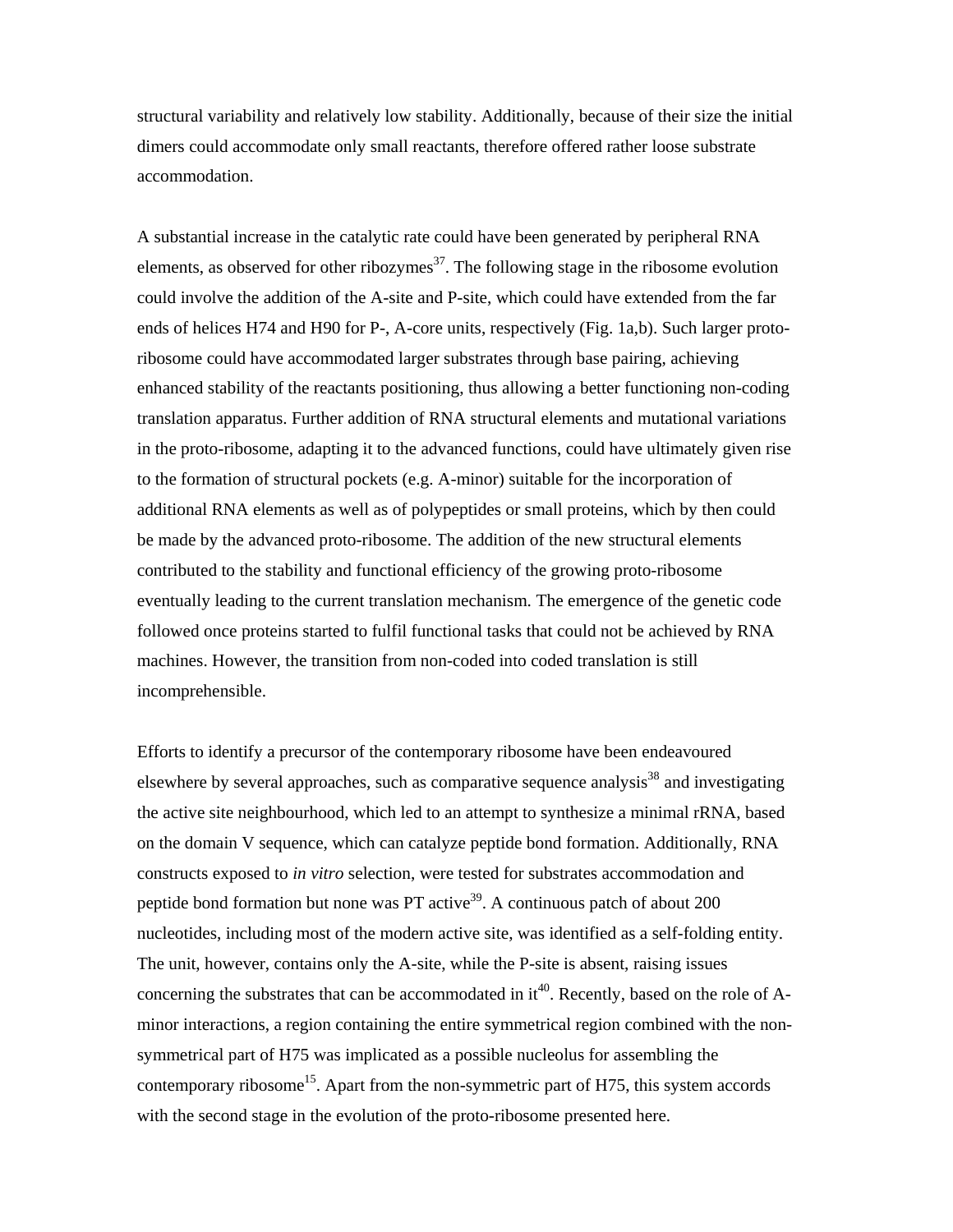structural variability and relatively low stability. Additionally, because of their size the initial dimers could accommodate only small reactants, therefore offered rather loose substrate accommodation.

A substantial increase in the catalytic rate could have been generated by peripheral RNA elements, as observed for other ribozymes[37]. The following stage in the ribosome evolution could involve the addition of the A-site and P-site, which could have extended from the far ends of helices H74 and H90 for P-, A-core units, respectively (Fig. 1a,b). Such larger proto-ribosome could have accommodated larger substrates through base pairing, achieving enhanced stability of the reactants positioning, thus allowing a better functioning non-coding translation apparatus. Further addition of RNA structural elements and mutational variations in the proto-ribosome, adapting it to the advanced functions, could have ultimately given rise to the formation of structural pockets (e.g. A-minor) suitable for the incorporation of additional RNA elements as well as of polypeptides or small proteins, which by then could be made by the advanced proto-ribosome. The addition of the new structural elements contributed to the stability and functional efficiency of the growing proto-ribosome eventually leading to the current translation mechanism. The emergence of the genetic code followed once proteins started to fulfil functional tasks that could not be achieved by RNA machines. However, the transition from non-coded into coded translation is still incomprehensible.

Efforts to identify a precursor of the contemporary ribosome have been endeavoured elsewhere by several approaches, such as comparative sequence analysis[38] and investigating the active site neighbourhood, which led to an attempt to synthesize a minimal rRNA, based on the domain V sequence, which can catalyze peptide bond formation. Additionally, RNA constructs exposed to *in vitro* selection, were tested for substrates accommodation and peptide bond formation but none was PT active[39]. A continuous patch of about 200 nucleotides, including most of the modern active site, was identified as a self-folding entity. The unit, however, contains only the A-site, while the P-site is absent, raising issues concerning the substrates that can be accommodated in it[40]. Recently, based on the role of A-minor interactions, a region containing the entire symmetrical region combined with the non-symmetrical part of H75 was implicated as a possible nucleolus for assembling the contemporary ribosome[15]. Apart from the non-symmetric part of H75, this system accords with the second stage in the evolution of the proto-ribosome presented here.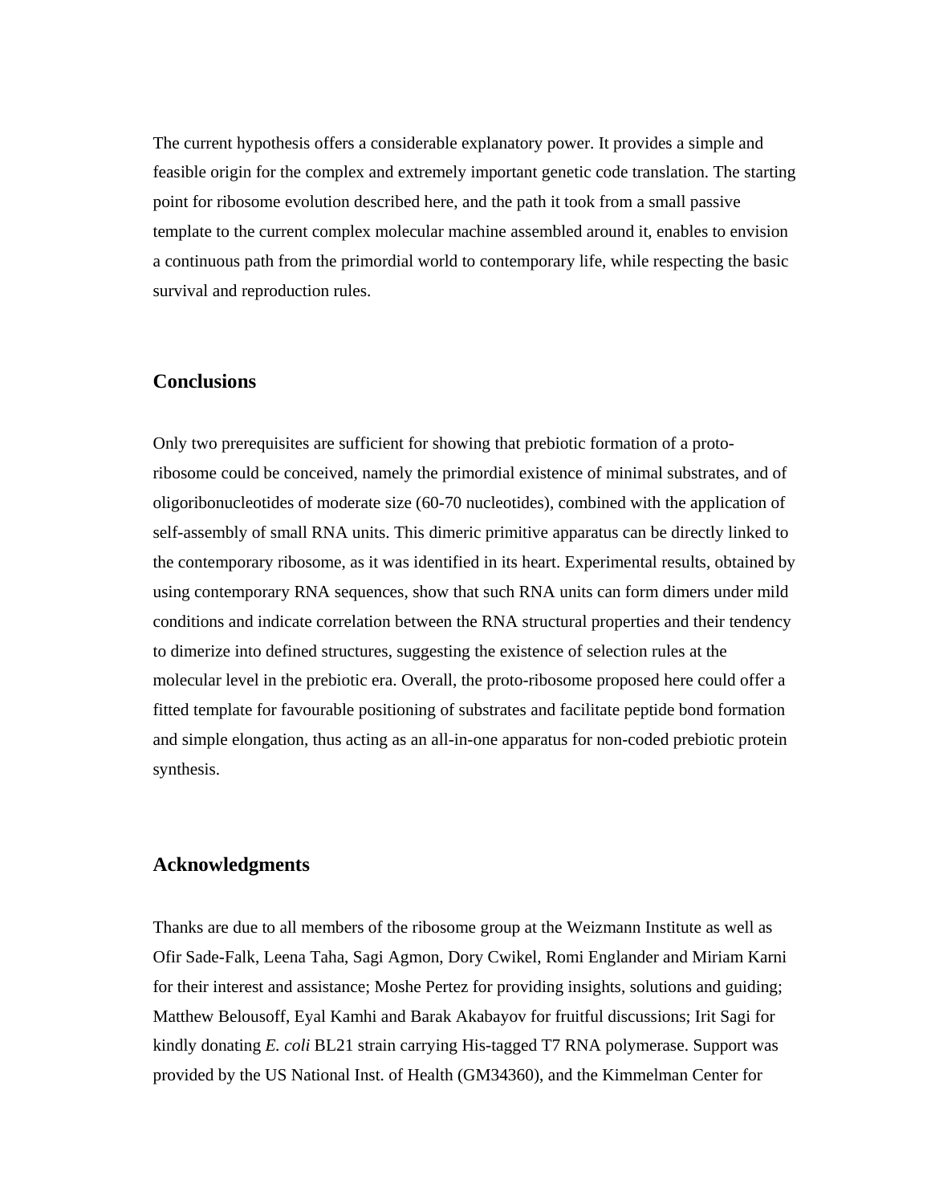The current hypothesis offers a considerable explanatory power. It provides a simple and feasible origin for the complex and extremely important genetic code translation. The starting point for ribosome evolution described here, and the path it took from a small passive template to the current complex molecular machine assembled around it, enables to envision a continuous path from the primordial world to contemporary life, while respecting the basic survival and reproduction rules.

## Conclusions

Only two prerequisites are sufficient for showing that prebiotic formation of a proto-ribosome could be conceived, namely the primordial existence of minimal substrates, and of oligoribonucleotides of moderate size (60-70 nucleotides), combined with the application of self-assembly of small RNA units. This dimeric primitive apparatus can be directly linked to the contemporary ribosome, as it was identified in its heart. Experimental results, obtained by using contemporary RNA sequences, show that such RNA units can form dimers under mild conditions and indicate correlation between the RNA structural properties and their tendency to dimerize into defined structures, suggesting the existence of selection rules at the molecular level in the prebiotic era. Overall, the proto-ribosome proposed here could offer a fitted template for favourable positioning of substrates and facilitate peptide bond formation and simple elongation, thus acting as an all-in-one apparatus for non-coded prebiotic protein synthesis.

## Acknowledgments

Thanks are due to all members of the ribosome group at the Weizmann Institute as well as Ofir Sade-Falk, Leena Taha, Sagi Agmon, Dory Cwikel, Romi Englander and Miriam Karni for their interest and assistance; Moshe Pertez for providing insights, solutions and guiding; Matthew Belousoff, Eyal Kamhi and Barak Akabayov for fruitful discussions; Irit Sagi for kindly donating *E. coli* BL21 strain carrying His-tagged T7 RNA polymerase. Support was provided by the US National Inst. of Health (GM34360), and the Kimmelman Center for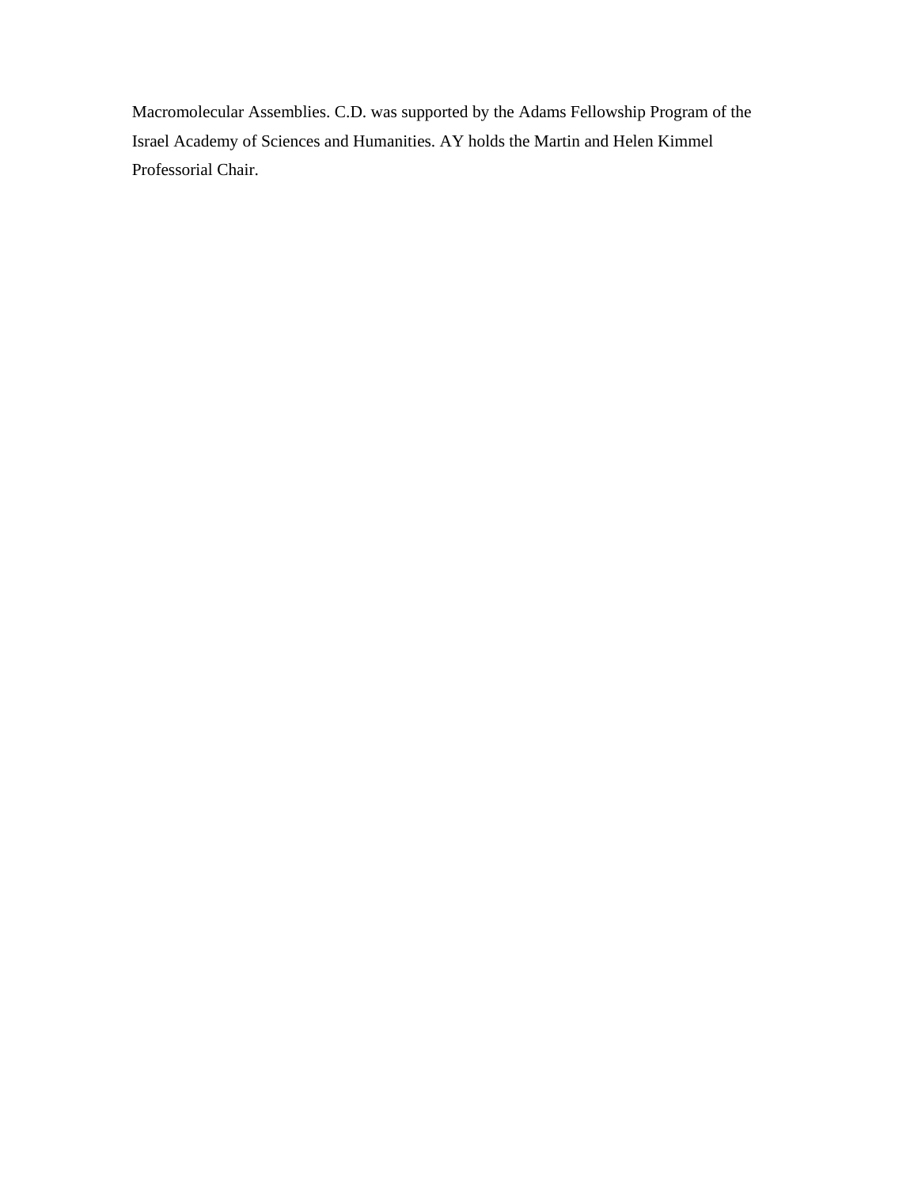Macromolecular Assemblies. C.D. was supported by the Adams Fellowship Program of the Israel Academy of Sciences and Humanities. AY holds the Martin and Helen Kimmel Professorial Chair.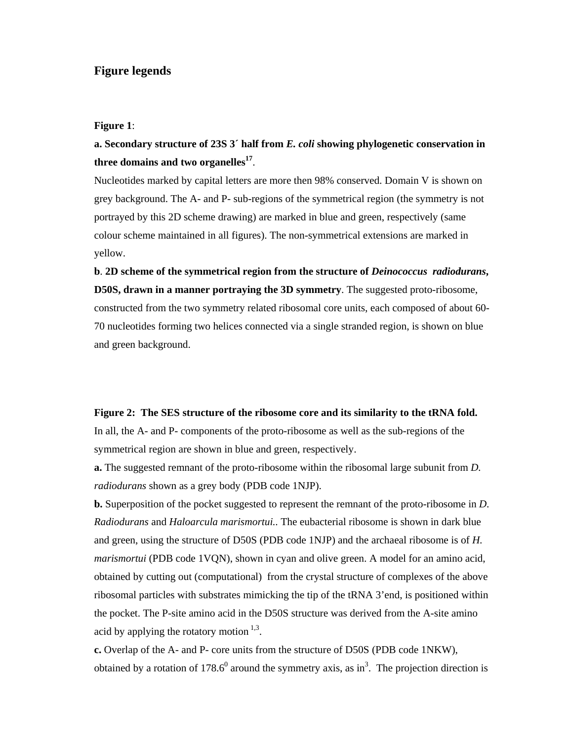## Figure legends

**Figure 1**:

**a. Secondary structure of 23S 3´ half from *E. coli* showing phylogenetic conservation in three domains and two organelles**[17].

Nucleotides marked by capital letters are more then 98% conserved. Domain V is shown on grey background. The A- and P- sub-regions of the symmetrical region (the symmetry is not portrayed by this 2D scheme drawing) are marked in blue and green, respectively (same colour scheme maintained in all figures). The non-symmetrical extensions are marked in yellow.

**b**. **2D scheme of the symmetrical region from the structure of *Deinococcus radiodurans*, D50S, drawn in a manner portraying the 3D symmetry**. The suggested proto-ribosome, constructed from the two symmetry related ribosomal core units, each composed of about 60-70 nucleotides forming two helices connected via a single stranded region, is shown on blue and green background.

**Figure 2: The SES structure of the ribosome core and its similarity to the tRNA fold.**

In all, the A- and P- components of the proto-ribosome as well as the sub-regions of the symmetrical region are shown in blue and green, respectively.

**a.** The suggested remnant of the proto-ribosome within the ribosomal large subunit from *D. radiodurans* shown as a grey body (PDB code 1NJP).

**b.** Superposition of the pocket suggested to represent the remnant of the proto-ribosome in *D. Radiodurans* and *Haloarcula marismortui.*. The eubacterial ribosome is shown in dark blue and green, using the structure of D50S (PDB code 1NJP) and the archaeal ribosome is of *H. marismortui* (PDB code 1VQN), shown in cyan and olive green. A model for an amino acid, obtained by cutting out (computational) from the crystal structure of complexes of the above ribosomal particles with substrates mimicking the tip of the tRNA 3'end, is positioned within the pocket. The P-site amino acid in the D50S structure was derived from the A-site amino acid by applying the rotatory motion [1,3].

**c.** Overlap of the A- and P- core units from the structure of D50S (PDB code 1NKW), obtained by a rotation of $178.6^0$ around the symmetry axis, as in[3]. The projection direction is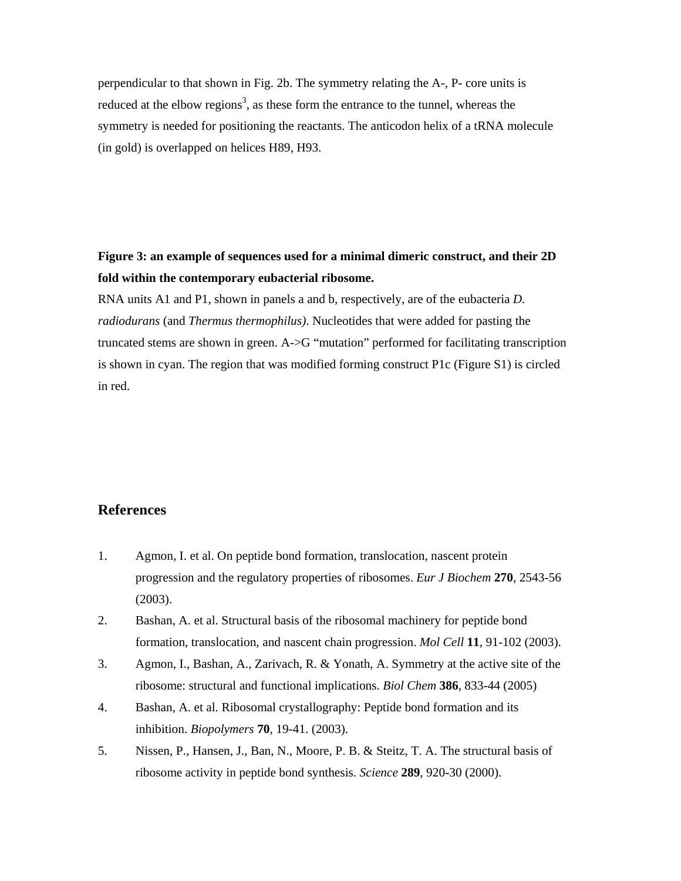perpendicular to that shown in Fig. 2b. The symmetry relating the A-, P- core units is reduced at the elbow regions[3], as these form the entrance to the tunnel, whereas the symmetry is needed for positioning the reactants. The anticodon helix of a tRNA molecule (in gold) is overlapped on helices H89, H93.

**Figure 3: an example of sequences used for a minimal dimeric construct, and their 2D fold within the contemporary eubacterial ribosome.**

RNA units A1 and P1, shown in panels a and b, respectively, are of the eubacteria *D. radiodurans* (and *Thermus thermophilus)*. Nucleotides that were added for pasting the truncated stems are shown in green. A->G "mutation" performed for facilitating transcription is shown in cyan. The region that was modified forming construct P1c (Figure S1) is circled in red.

## References

1. Agmon, I. et al. On peptide bond formation, translocation, nascent protein progression and the regulatory properties of ribosomes. *Eur J Biochem* **270**, 2543-56 (2003).
2. Bashan, A. et al. Structural basis of the ribosomal machinery for peptide bond formation, translocation, and nascent chain progression. *Mol Cell* **11**, 91-102 (2003).
3. Agmon, I., Bashan, A., Zarivach, R. & Yonath, A. Symmetry at the active site of the ribosome: structural and functional implications. *Biol Chem* **386**, 833-44 (2005)
4. Bashan, A. et al. Ribosomal crystallography: Peptide bond formation and its inhibition. *Biopolymers* **70**, 19-41. (2003).
5. Nissen, P., Hansen, J., Ban, N., Moore, P. B. & Steitz, T. A. The structural basis of ribosome activity in peptide bond synthesis. *Science* **289**, 920-30 (2000).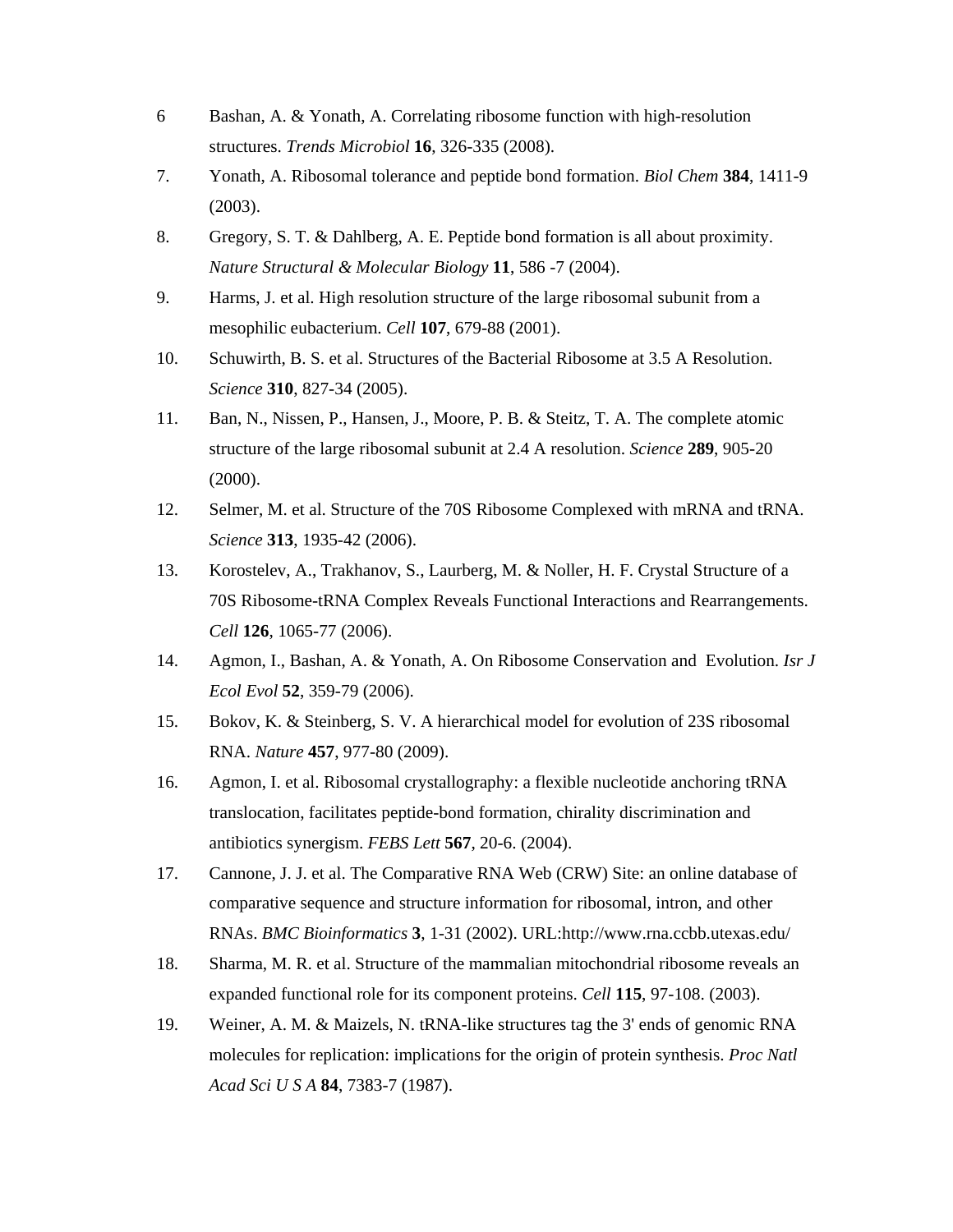6 Bashan, A. & Yonath, A. Correlating ribosome function with high-resolution structures. *Trends Microbiol* **16**, 326-335 (2008).

7. Yonath, A. Ribosomal tolerance and peptide bond formation. *Biol Chem* **384**, 1411-9 (2003).

8. Gregory, S. T. & Dahlberg, A. E. Peptide bond formation is all about proximity. *Nature Structural & Molecular Biology* **11**, 586 -7 (2004).

9. Harms, J. et al. High resolution structure of the large ribosomal subunit from a mesophilic eubacterium. *Cell* **107**, 679-88 (2001).

10. Schuwirth, B. S. et al. Structures of the Bacterial Ribosome at 3.5 A Resolution. *Science* **310**, 827-34 (2005).

11. Ban, N., Nissen, P., Hansen, J., Moore, P. B. & Steitz, T. A. The complete atomic structure of the large ribosomal subunit at 2.4 A resolution. *Science* **289**, 905-20 (2000).

12. Selmer, M. et al. Structure of the 70S Ribosome Complexed with mRNA and tRNA. *Science* **313**, 1935-42 (2006).

13. Korostelev, A., Trakhanov, S., Laurberg, M. & Noller, H. F. Crystal Structure of a 70S Ribosome-tRNA Complex Reveals Functional Interactions and Rearrangements. *Cell* **126**, 1065-77 (2006).

14. Agmon, I., Bashan, A. & Yonath, A. On Ribosome Conservation and Evolution. *Isr J Ecol Evol* **52**, 359-79 (2006).

15. Bokov, K. & Steinberg, S. V. A hierarchical model for evolution of 23S ribosomal RNA. *Nature* **457**, 977-80 (2009).

16. Agmon, I. et al. Ribosomal crystallography: a flexible nucleotide anchoring tRNA translocation, facilitates peptide-bond formation, chirality discrimination and antibiotics synergism. *FEBS Lett* **567**, 20-6. (2004).

17. Cannone, J. J. et al. The Comparative RNA Web (CRW) Site: an online database of comparative sequence and structure information for ribosomal, intron, and other RNAs. *BMC Bioinformatics* **3**, 1-31 (2002). URL:http://www.rna.ccbb.utexas.edu/

18. Sharma, M. R. et al. Structure of the mammalian mitochondrial ribosome reveals an expanded functional role for its component proteins. *Cell* **115**, 97-108. (2003).

19. Weiner, A. M. & Maizels, N. tRNA-like structures tag the 3' ends of genomic RNA molecules for replication: implications for the origin of protein synthesis. *Proc Natl Acad Sci U S A* **84**, 7383-7 (1987).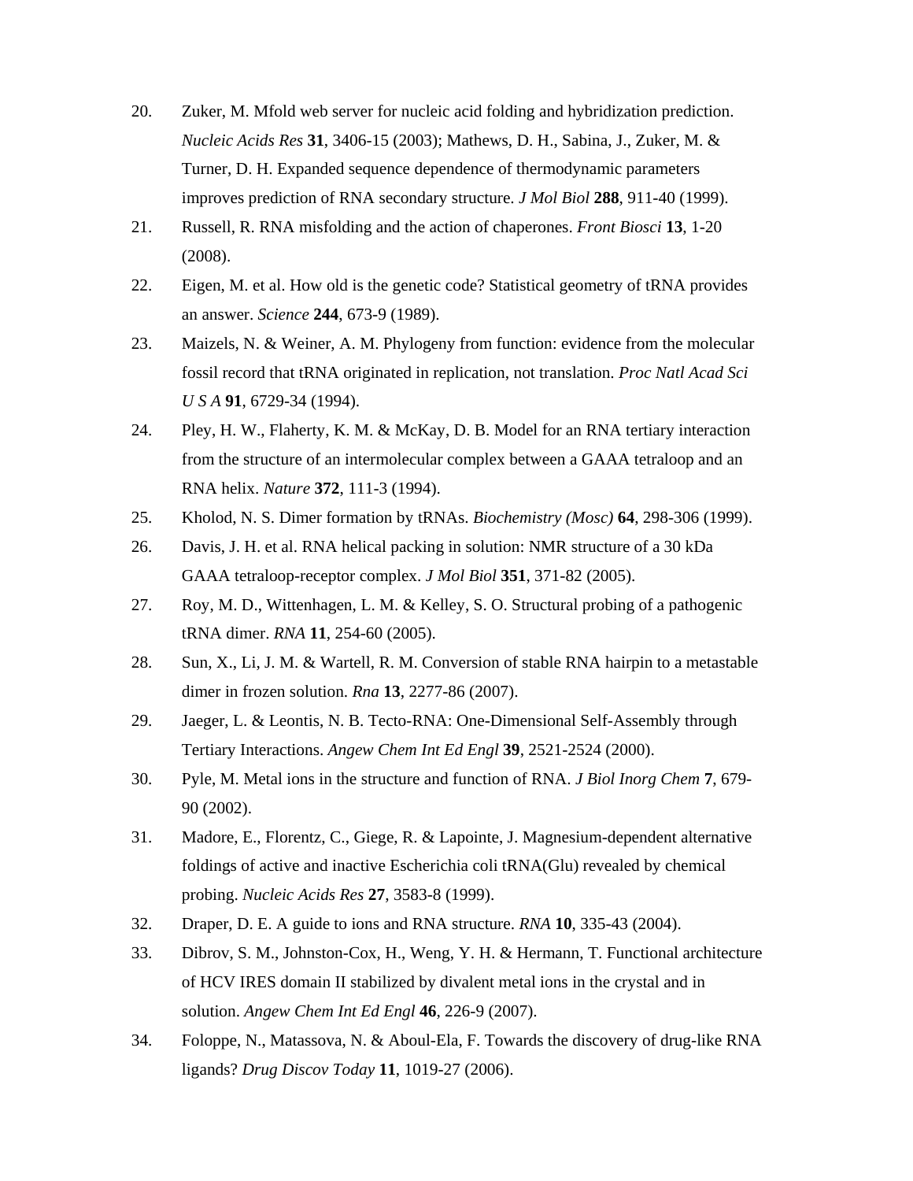20. Zuker, M. Mfold web server for nucleic acid folding and hybridization prediction. *Nucleic Acids Res* **31**, 3406-15 (2003); Mathews, D. H., Sabina, J., Zuker, M. & Turner, D. H. Expanded sequence dependence of thermodynamic parameters improves prediction of RNA secondary structure. *J Mol Biol* **288**, 911-40 (1999).
21. Russell, R. RNA misfolding and the action of chaperones. *Front Biosci* **13**, 1-20 (2008).
22. Eigen, M. et al. How old is the genetic code? Statistical geometry of tRNA provides an answer. *Science* **244**, 673-9 (1989).
23. Maizels, N. & Weiner, A. M. Phylogeny from function: evidence from the molecular fossil record that tRNA originated in replication, not translation. *Proc Natl Acad Sci U S A* **91**, 6729-34 (1994).
24. Pley, H. W., Flaherty, K. M. & McKay, D. B. Model for an RNA tertiary interaction from the structure of an intermolecular complex between a GAAA tetraloop and an RNA helix. *Nature* **372**, 111-3 (1994).
25. Kholod, N. S. Dimer formation by tRNAs. *Biochemistry (Mosc)* **64**, 298-306 (1999).
26. Davis, J. H. et al. RNA helical packing in solution: NMR structure of a 30 kDa GAAA tetraloop-receptor complex. *J Mol Biol* **351**, 371-82 (2005).
27. Roy, M. D., Wittenhagen, L. M. & Kelley, S. O. Structural probing of a pathogenic tRNA dimer. *RNA* **11**, 254-60 (2005).
28. Sun, X., Li, J. M. & Wartell, R. M. Conversion of stable RNA hairpin to a metastable dimer in frozen solution. *Rna* **13**, 2277-86 (2007).
29. Jaeger, L. & Leontis, N. B. Tecto-RNA: One-Dimensional Self-Assembly through Tertiary Interactions. *Angew Chem Int Ed Engl* **39**, 2521-2524 (2000).
30. Pyle, M. Metal ions in the structure and function of RNA. *J Biol Inorg Chem* **7**, 679-90 (2002).
31. Madore, E., Florentz, C., Giege, R. & Lapointe, J. Magnesium-dependent alternative foldings of active and inactive Escherichia coli tRNA(Glu) revealed by chemical probing. *Nucleic Acids Res* **27**, 3583-8 (1999).
32. Draper, D. E. A guide to ions and RNA structure. *RNA* **10**, 335-43 (2004).
33. Dibrov, S. M., Johnston-Cox, H., Weng, Y. H. & Hermann, T. Functional architecture of HCV IRES domain II stabilized by divalent metal ions in the crystal and in solution. *Angew Chem Int Ed Engl* **46**, 226-9 (2007).
34. Foloppe, N., Matassova, N. & Aboul-Ela, F. Towards the discovery of drug-like RNA ligands? *Drug Discov Today* **11**, 1019-27 (2006).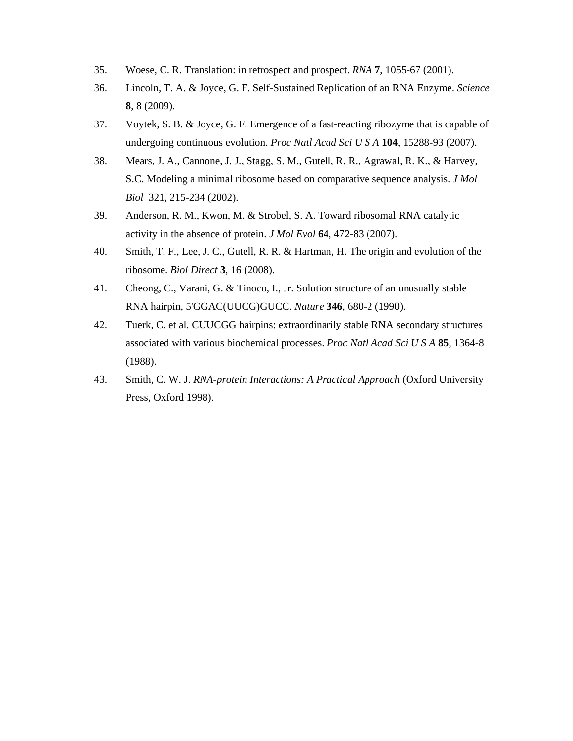35. Woese, C. R. Translation: in retrospect and prospect. *RNA* **7**, 1055-67 (2001).
36. Lincoln, T. A. & Joyce, G. F. Self-Sustained Replication of an RNA Enzyme. *Science* **8**, 8 (2009).
37. Voytek, S. B. & Joyce, G. F. Emergence of a fast-reacting ribozyme that is capable of undergoing continuous evolution. *Proc Natl Acad Sci U S A* **104**, 15288-93 (2007).
38. Mears, J. A., Cannone, J. J., Stagg, S. M., Gutell, R. R., Agrawal, R. K., & Harvey, S.C. Modeling a minimal ribosome based on comparative sequence analysis. *J Mol Biol* 321, 215-234 (2002).
39. Anderson, R. M., Kwon, M. & Strobel, S. A. Toward ribosomal RNA catalytic activity in the absence of protein. *J Mol Evol* **64**, 472-83 (2007).
40. Smith, T. F., Lee, J. C., Gutell, R. R. & Hartman, H. The origin and evolution of the ribosome. *Biol Direct* **3**, 16 (2008).
41. Cheong, C., Varani, G. & Tinoco, I., Jr. Solution structure of an unusually stable RNA hairpin, 5'GGAC(UUCG)GUCC. *Nature* **346**, 680-2 (1990).
42. Tuerk, C. et al. CUUCGG hairpins: extraordinarily stable RNA secondary structures associated with various biochemical processes. *Proc Natl Acad Sci U S A* **85**, 1364-8 (1988).
43. Smith, C. W. J. *RNA-protein Interactions: A Practical Approach* (Oxford University Press, Oxford 1998).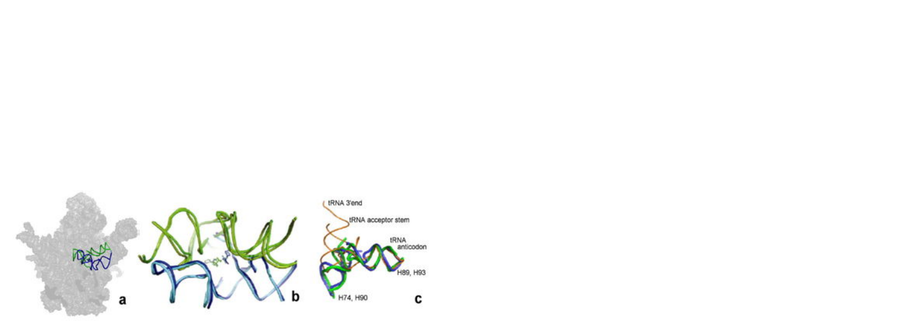tRNA 3'end

tRNA acceptor stem

tRNA anticodon

H89, H93

H74, H90

a b c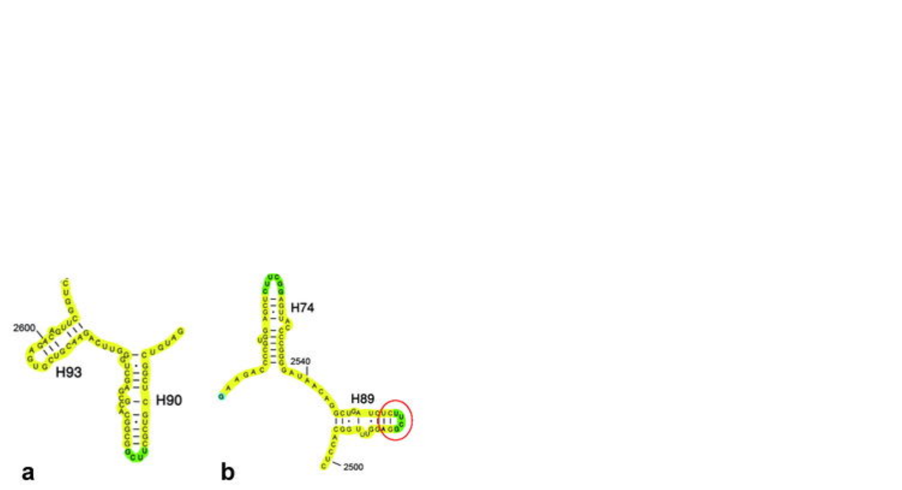2600

H93

H90

a

H74

2540

H89

2500

b